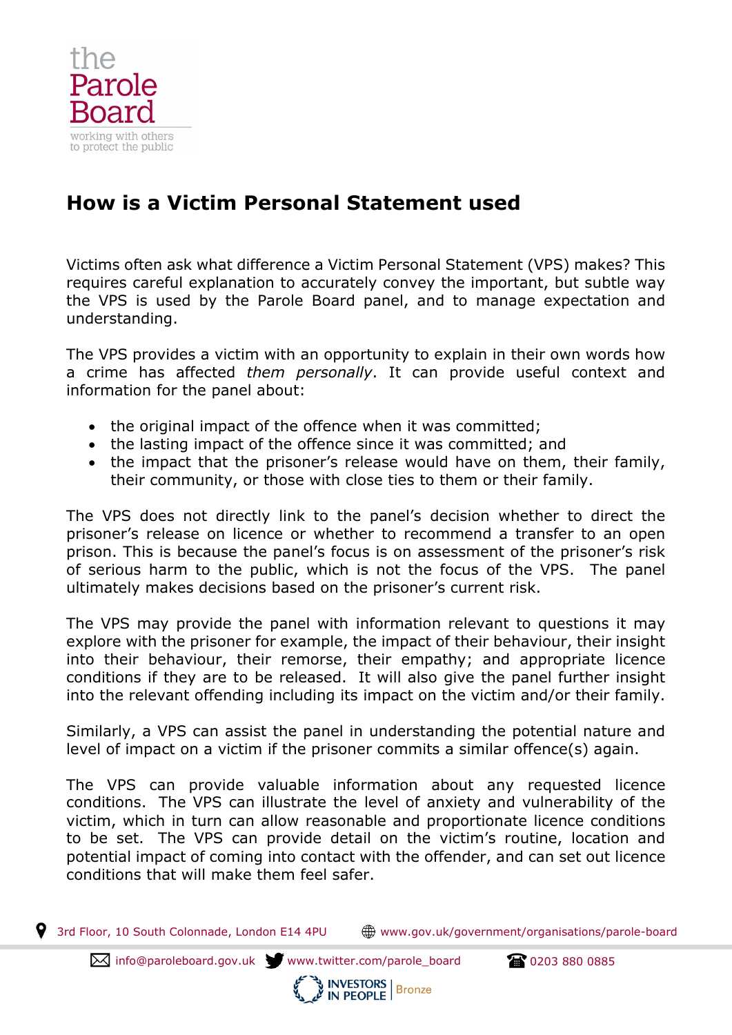the Parole Board

working with others to protect the public

# How is a Victim Personal Statement used

Victims often ask what difference a Victim Personal Statement (VPS) makes? This requires careful explanation to accurately convey the important, but subtle way the VPS is used by the Parole Board panel, and to manage expectation and understanding.

The VPS provides a victim with an opportunity to explain in their own words how a crime has affected *them personally*. It can provide useful context and information for the panel about:

- the original impact of the offence when it was committed;
- the lasting impact of the offence since it was committed; and
- the impact that the prisoner's release would have on them, their family, their community, or those with close ties to them or their family.

The VPS does not directly link to the panel's decision whether to direct the prisoner's release on licence or whether to recommend a transfer to an open prison. This is because the panel's focus is on assessment of the prisoner's risk of serious harm to the public, which is not the focus of the VPS. The panel ultimately makes decisions based on the prisoner's current risk.

The VPS may provide the panel with information relevant to questions it may explore with the prisoner for example, the impact of their behaviour, their insight into their behaviour, their remorse, their empathy; and appropriate licence conditions if they are to be released. It will also give the panel further insight into the relevant offending including its impact on the victim and/or their family.

Similarly, a VPS can assist the panel in understanding the potential nature and level of impact on a victim if the prisoner commits a similar offence(s) again.

The VPS can provide valuable information about any requested licence conditions. The VPS can illustrate the level of anxiety and vulnerability of the victim, which in turn can allow reasonable and proportionate licence conditions to be set. The VPS can provide detail on the victim's routine, location and potential impact of coming into contact with the offender, and can set out licence conditions that will make them feel safer.

3rd Floor, 10 South Colonnade, London E14 4PU | www.gov.uk/government/organisations/parole-board

info@paroleboard.gov.uk | www.twitter.com/parole_board | 0203 880 0885

INVESTORS IN PEOPLE | Bronze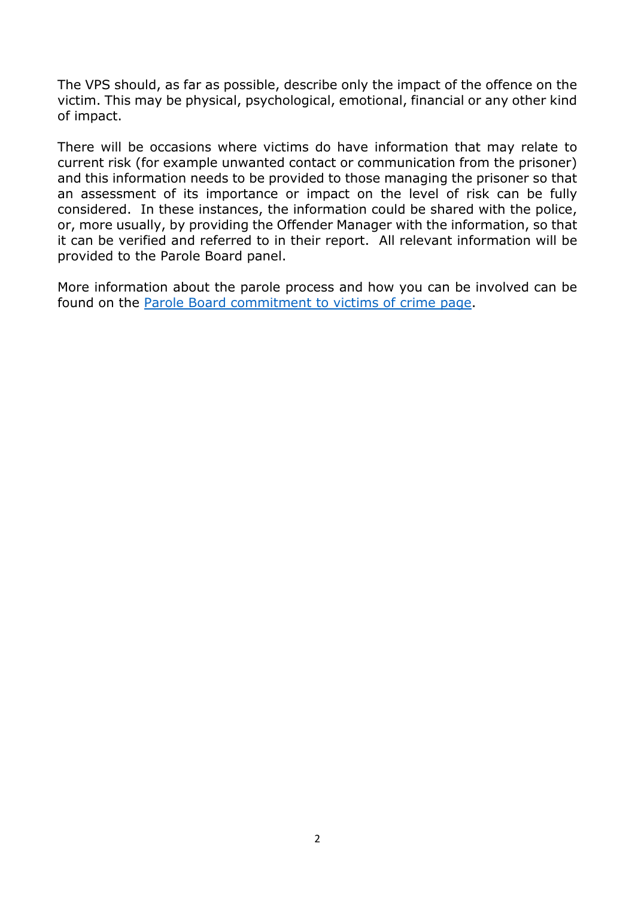The VPS should, as far as possible, describe only the impact of the offence on the victim. This may be physical, psychological, emotional, financial or any other kind of impact.

There will be occasions where victims do have information that may relate to current risk (for example unwanted contact or communication from the prisoner) and this information needs to be provided to those managing the prisoner so that an assessment of its importance or impact on the level of risk can be fully considered. In these instances, the information could be shared with the police, or, more usually, by providing the Offender Manager with the information, so that it can be verified and referred to in their report. All relevant information will be provided to the Parole Board panel.

More information about the parole process and how you can be involved can be found on the Parole Board commitment to victims of crime page.